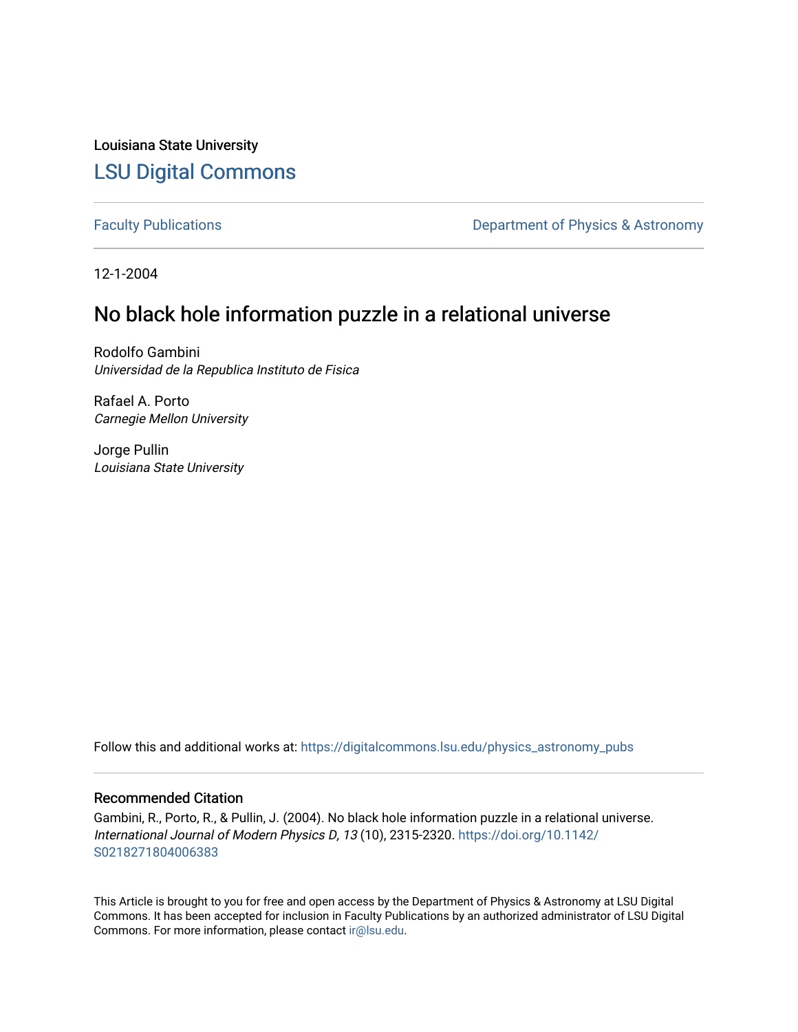Louisiana State University

# LSU Digital Commons

Faculty Publications

Department of Physics & Astronomy

12-1-2004

## No black hole information puzzle in a relational universe

Rodolfo Gambini
*Universidad de la Republica Instituto de Fisica*

Rafael A. Porto
*Carnegie Mellon University*

Jorge Pullin
*Louisiana State University*

Follow this and additional works at: https://digitalcommons.lsu.edu/physics_astronomy_pubs

### Recommended Citation

Gambini, R., Porto, R., & Pullin, J. (2004). No black hole information puzzle in a relational universe. *International Journal of Modern Physics D, 13* (10), 2315-2320. https://doi.org/10.1142/S0218271804006383

This Article is brought to you for free and open access by the Department of Physics & Astronomy at LSU Digital Commons. It has been accepted for inclusion in Faculty Publications by an authorized administrator of LSU Digital Commons. For more information, please contact ir@lsu.edu.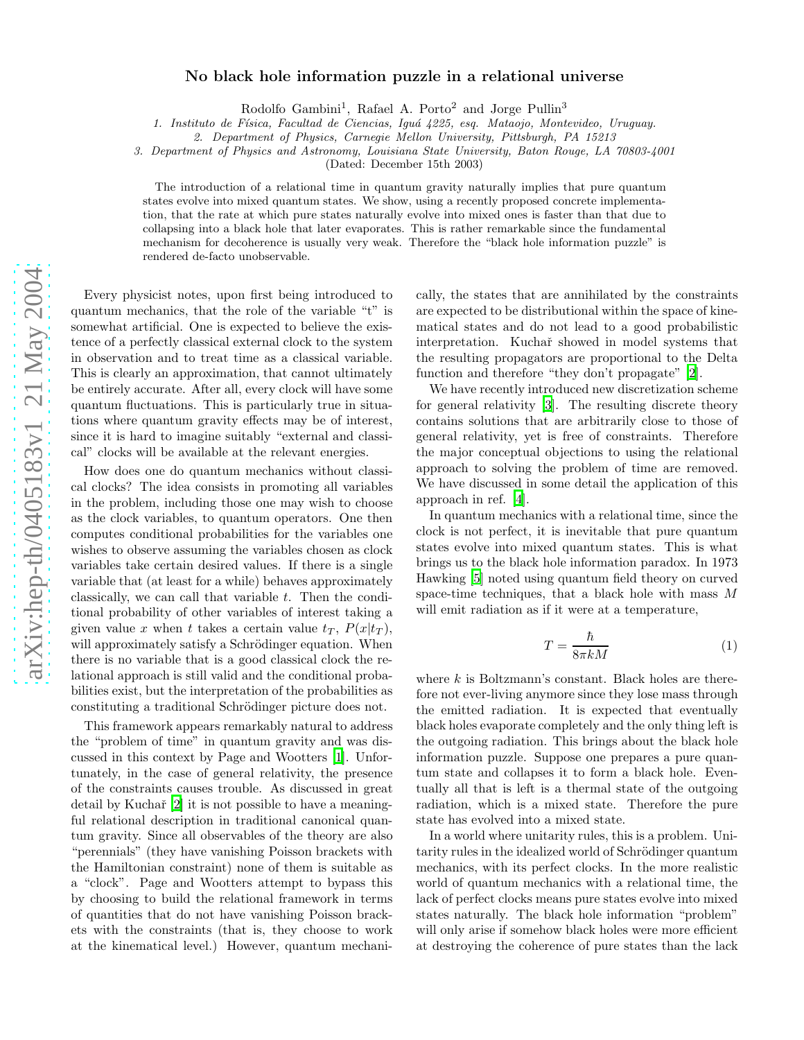# No black hole information puzzle in a relational universe

Rodolfo Gambini[1], Rafael A. Porto[2] and Jorge Pullin[3]

1. Instituto de Física, Facultad de Ciencias, Iguá 4225, esq. Mataojo, Montevideo, Uruguay.
2. Department of Physics, Carnegie Mellon University, Pittsburgh, PA 15213
3. Department of Physics and Astronomy, Louisiana State University, Baton Rouge, LA 70803-4001

(Dated: December 15th 2003)

The introduction of a relational time in quantum gravity naturally implies that pure quantum states evolve into mixed quantum states. We show, using a recently proposed concrete implementation, that the rate at which pure states naturally evolve into mixed ones is faster than that due to collapsing into a black hole that later evaporates. This is rather remarkable since the fundamental mechanism for decoherence is usually very weak. Therefore the "black hole information puzzle" is rendered de-facto unobservable.

Every physicist notes, upon first being introduced to quantum mechanics, that the role of the variable "t" is somewhat artificial. One is expected to believe the existence of a perfectly classical external clock to the system in observation and to treat time as a classical variable. This is clearly an approximation, that cannot ultimately be entirely accurate. After all, every clock will have some quantum fluctuations. This is particularly true in situations where quantum gravity effects may be of interest, since it is hard to imagine suitably "external and classical" clocks will be available at the relevant energies.

How does one do quantum mechanics without classical clocks? The idea consists in promoting all variables in the problem, including those one may wish to choose as the clock variables, to quantum operators. One then computes conditional probabilities for the variables one wishes to observe assuming the variables chosen as clock variables take certain desired values. If there is a single variable that (at least for a while) behaves approximately classically, we can call that variable $t$. Then the conditional probability of other variables of interest taking a given value $x$ when $t$ takes a certain value $t_T$, $P(x|t_T)$, will approximately satisfy a Schrödinger equation. When there is no variable that is a good classical clock the relational approach is still valid and the conditional probabilities exist, but the interpretation of the probabilities as constituting a traditional Schrödinger picture does not.

This framework appears remarkably natural to address the "problem of time" in quantum gravity and was discussed in this context by Page and Wootters [1]. Unfortunately, in the case of general relativity, the presence of the constraints causes trouble. As discussed in great detail by Kuchař [2] it is not possible to have a meaningful relational description in traditional canonical quantum gravity. Since all observables of the theory are also "perennials" (they have vanishing Poisson brackets with the Hamiltonian constraint) none of them is suitable as a "clock". Page and Wootters attempt to bypass this by choosing to build the relational framework in terms of quantities that do not have vanishing Poisson brackets with the constraints (that is, they choose to work at the kinematical level.) However, quantum mechanically, the states that are annihilated by the constraints are expected to be distributional within the space of kinematical states and do not lead to a good probabilistic interpretation. Kuchař showed in model systems that the resulting propagators are proportional to the Delta function and therefore "they don't propagate" [2].

We have recently introduced new discretization scheme for general relativity [3]. The resulting discrete theory contains solutions that are arbitrarily close to those of general relativity, yet is free of constraints. Therefore the major conceptual objections to using the relational approach to solving the problem of time are removed. We have discussed in some detail the application of this approach in ref. [4].

In quantum mechanics with a relational time, since the clock is not perfect, it is inevitable that pure quantum states evolve into mixed quantum states. This is what brings us to the black hole information paradox. In 1973 Hawking [5] noted using quantum field theory on curved space-time techniques, that a black hole with mass $M$ will emit radiation as if it were at a temperature,

$$T = \frac{\hbar}{8\pi k M} \tag{1}$$

where $k$ is Boltzmann's constant. Black holes are therefore not ever-living anymore since they lose mass through the emitted radiation. It is expected that eventually black holes evaporate completely and the only thing left is the outgoing radiation. This brings about the black hole information puzzle. Suppose one prepares a pure quantum state and collapses it to form a black hole. Eventually all that is left is a thermal state of the outgoing radiation, which is a mixed state. Therefore the pure state has evolved into a mixed state.

In a world where unitarity rules, this is a problem. Unitarity rules in the idealized world of Schrödinger quantum mechanics, with its perfect clocks. In the more realistic world of quantum mechanics with a relational time, the lack of perfect clocks means pure states evolve into mixed states naturally. The black hole information "problem" will only arise if somehow black holes were more efficient at destroying the coherence of pure states than the lack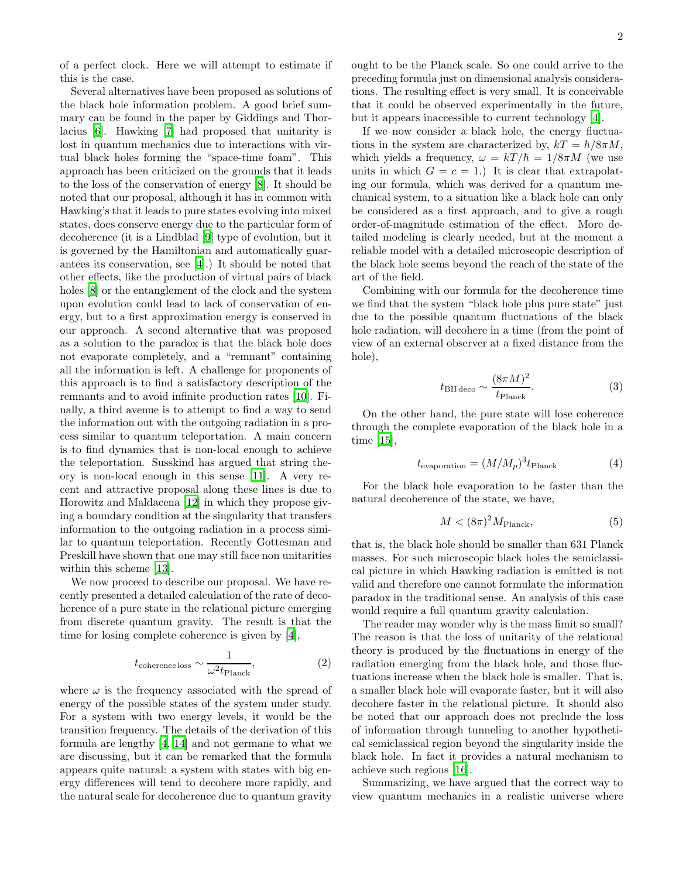of a perfect clock. Here we will attempt to estimate if this is the case.

Several alternatives have been proposed as solutions of the black hole information problem. A good brief summary can be found in the paper by Giddings and Thorlacius [6]. Hawking [7] had proposed that unitarity is lost in quantum mechanics due to interactions with virtual black holes forming the "space-time foam". This approach has been criticized on the grounds that it leads to the loss of the conservation of energy [8]. It should be noted that our proposal, although it has in common with Hawking's that it leads to pure states evolving into mixed states, does conserve energy due to the particular form of decoherence (it is a Lindblad [9] type of evolution, but it is governed by the Hamiltonian and automatically guarantees its conservation, see [4].) It should be noted that other effects, like the production of virtual pairs of black holes [8] or the entanglement of the clock and the system upon evolution could lead to lack of conservation of energy, but to a first approximation energy is conserved in our approach. A second alternative that was proposed as a solution to the paradox is that the black hole does not evaporate completely, and a "remnant" containing all the information is left. A challenge for proponents of this approach is to find a satisfactory description of the remnants and to avoid infinite production rates [10]. Finally, a third avenue is to attempt to find a way to send the information out with the outgoing radiation in a process similar to quantum teleportation. A main concern is to find dynamics that is non-local enough to achieve the teleportation. Susskind has argued that string theory is non-local enough in this sense [11]. A very recent and attractive proposal along these lines is due to Horowitz and Maldacena [12] in which they propose giving a boundary condition at the singularity that transfers information to the outgoing radiation in a process similar to quantum teleportation. Recently Gottesman and Preskill have shown that one may still face non unitarities within this scheme [13].

We now proceed to describe our proposal. We have recently presented a detailed calculation of the rate of decoherence of a pure state in the relational picture emerging from discrete quantum gravity. The result is that the time for losing complete coherence is given by [4],

$$t_{\rm coherence\,loss} \sim \frac{1}{\omega^2 t_{\rm Planck}}, \qquad (2)$$

where $\omega$ is the frequency associated with the spread of energy of the possible states of the system under study. For a system with two energy levels, it would be the transition frequency. The details of the derivation of this formula are lengthy [4, 14] and not germane to what we are discussing, but it can be remarked that the formula appears quite natural: a system with states with big energy differences will tend to decohere more rapidly, and the natural scale for decoherence due to quantum gravity ought to be the Planck scale. So one could arrive to the preceding formula just on dimensional analysis considerations. The resulting effect is very small. It is conceivable that it could be observed experimentally in the future, but it appears inaccessible to current technology [4].

If we now consider a black hole, the energy fluctuations in the system are characterized by, $kT = \hbar/8\pi M$, which yields a frequency, $\omega = kT/\hbar = 1/8\pi M$ (we use units in which $G = c = 1$.) It is clear that extrapolating our formula, which was derived for a quantum mechanical system, to a situation like a black hole can only be considered as a first approach, and to give a rough order-of-magnitude estimation of the effect. More detailed modeling is clearly needed, but at the moment a reliable model with a detailed microscopic description of the black hole seems beyond the reach of the state of the art of the field.

Combining with our formula for the decoherence time we find that the system "black hole plus pure state" just due to the possible quantum fluctuations of the black hole radiation, will decohere in a time (from the point of view of an external observer at a fixed distance from the hole),

$$t_{\rm BH\,deco} \sim \frac{(8\pi M)^2}{t_{\rm Planck}}. \qquad (3)$$

On the other hand, the pure state will lose coherence through the complete evaporation of the black hole in a time [15],

$$t_{\rm evaporation} = (M/M_p)^3 t_{\rm Planck} \qquad (4)$$

For the black hole evaporation to be faster than the natural decoherence of the state, we have,

$$M < (8\pi)^2 M_{\rm Planck}, \qquad (5)$$

that is, the black hole should be smaller than 631 Planck masses. For such microscopic black holes the semiclassical picture in which Hawking radiation is emitted is not valid and therefore one cannot formulate the information paradox in the traditional sense. An analysis of this case would require a full quantum gravity calculation.

The reader may wonder why is the mass limit so small? The reason is that the loss of unitarity of the relational theory is produced by the fluctuations in energy of the radiation emerging from the black hole, and those fluctuations increase when the black hole is smaller. That is, a smaller black hole will evaporate faster, but it will also decohere faster in the relational picture. It should also be noted that our approach does not preclude the loss of information through tunneling to another hypothetical semiclassical region beyond the singularity inside the black hole. In fact it provides a natural mechanism to achieve such regions [16].

Summarizing, we have argued that the correct way to view quantum mechanics in a realistic universe where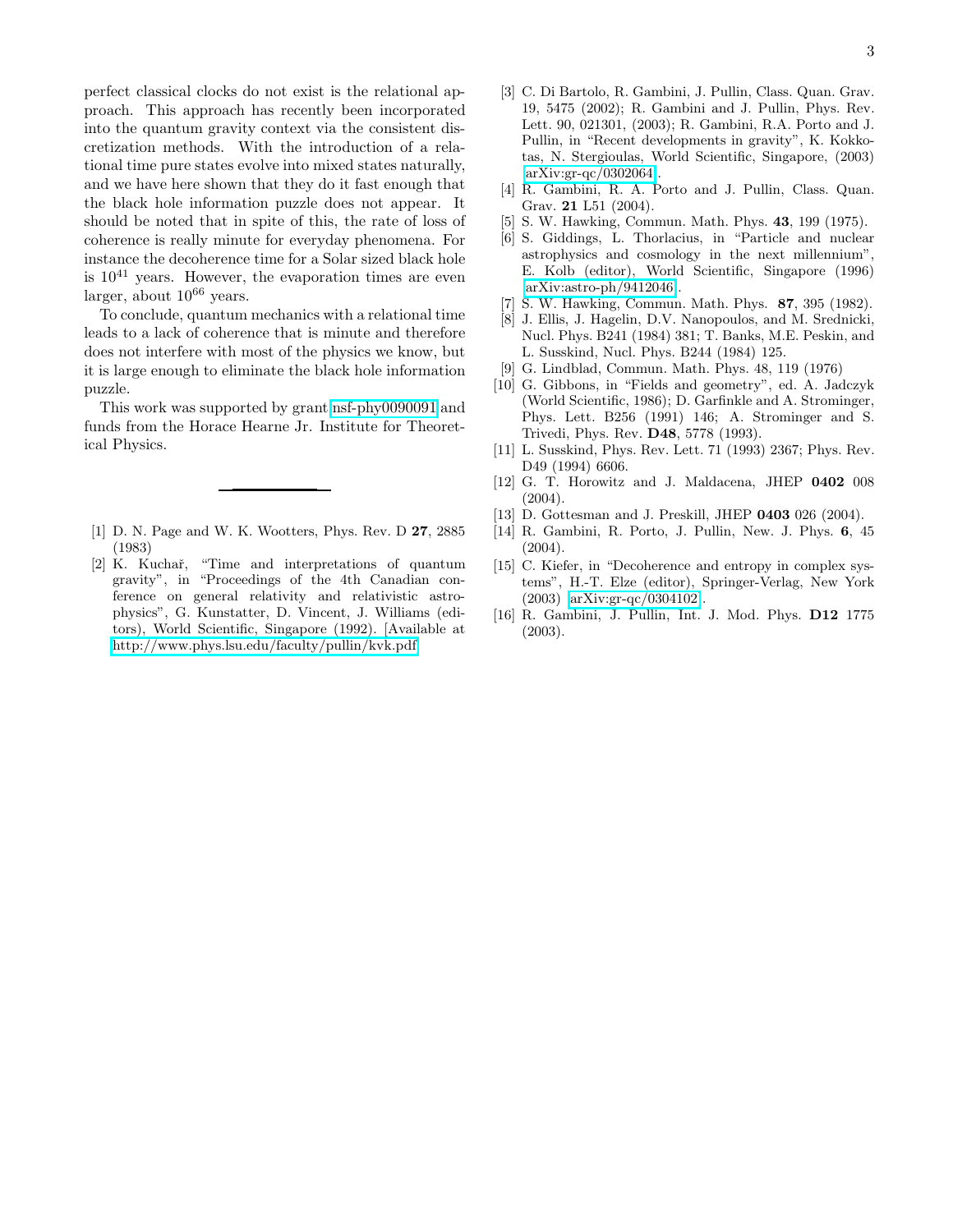perfect classical clocks do not exist is the relational approach. This approach has recently been incorporated into the quantum gravity context via the consistent discretization methods. With the introduction of a relational time pure states evolve into mixed states naturally, and we have here shown that they do it fast enough that the black hole information puzzle does not appear. It should be noted that in spite of this, the rate of loss of coherence is really minute for everyday phenomena. For instance the decoherence time for a Solar sized black hole is $10^{41}$ years. However, the evaporation times are even larger, about $10^{66}$ years.

To conclude, quantum mechanics with a relational time leads to a lack of coherence that is minute and therefore does not interfere with most of the physics we know, but it is large enough to eliminate the black hole information puzzle.

This work was supported by grant nsf-phy0090091 and funds from the Horace Hearne Jr. Institute for Theoretical Physics.

---

[1] D. N. Page and W. K. Wootters, Phys. Rev. D **27**, 2885 (1983)

[2] K. Kuchař, "Time and interpretations of quantum gravity", in "Proceedings of the 4th Canadian conference on general relativity and relativistic astrophysics", G. Kunstatter, D. Vincent, J. Williams (editors), World Scientific, Singapore (1992). [Available at http://www.phys.lsu.edu/faculty/pullin/kvk.pdf

[3] C. Di Bartolo, R. Gambini, J. Pullin, Class. Quan. Grav. 19, 5475 (2002); R. Gambini and J. Pullin, Phys. Rev. Lett. 90, 021301, (2003); R. Gambini, R.A. Porto and J. Pullin, in "Recent developments in gravity", K. Kokkotas, N. Stergioulas, World Scientific, Singapore, (2003) arXiv:gr-qc/0302064.

[4] R. Gambini, R. A. Porto and J. Pullin, Class. Quan. Grav. **21** L51 (2004).

[5] S. W. Hawking, Commun. Math. Phys. **43**, 199 (1975).

[6] S. Giddings, L. Thorlacius, in "Particle and nuclear astrophysics and cosmology in the next millennium", E. Kolb (editor), World Scientific, Singapore (1996) arXiv:astro-ph/9412046.

[7] S. W. Hawking, Commun. Math. Phys. **87**, 395 (1982).

[8] J. Ellis, J. Hagelin, D.V. Nanopoulos, and M. Srednicki, Nucl. Phys. B241 (1984) 381; T. Banks, M.E. Peskin, and L. Susskind, Nucl. Phys. B244 (1984) 125.

[9] G. Lindblad, Commun. Math. Phys. 48, 119 (1976)

[10] G. Gibbons, in "Fields and geometry", ed. A. Jadczyk (World Scientific, 1986); D. Garfinkle and A. Strominger, Phys. Lett. B256 (1991) 146; A. Strominger and S. Trivedi, Phys. Rev. **D48**, 5778 (1993).

[11] L. Susskind, Phys. Rev. Lett. 71 (1993) 2367; Phys. Rev. D49 (1994) 6606.

[12] G. T. Horowitz and J. Maldacena, JHEP **0402** 008 (2004).

[13] D. Gottesman and J. Preskill, JHEP **0403** 026 (2004).

[14] R. Gambini, R. Porto, J. Pullin, New. J. Phys. **6**, 45 (2004).

[15] C. Kiefer, in "Decoherence and entropy in complex systems", H.-T. Elze (editor), Springer-Verlag, New York (2003) arXiv:gr-qc/0304102.

[16] R. Gambini, J. Pullin, Int. J. Mod. Phys. **D12** 1775 (2003).